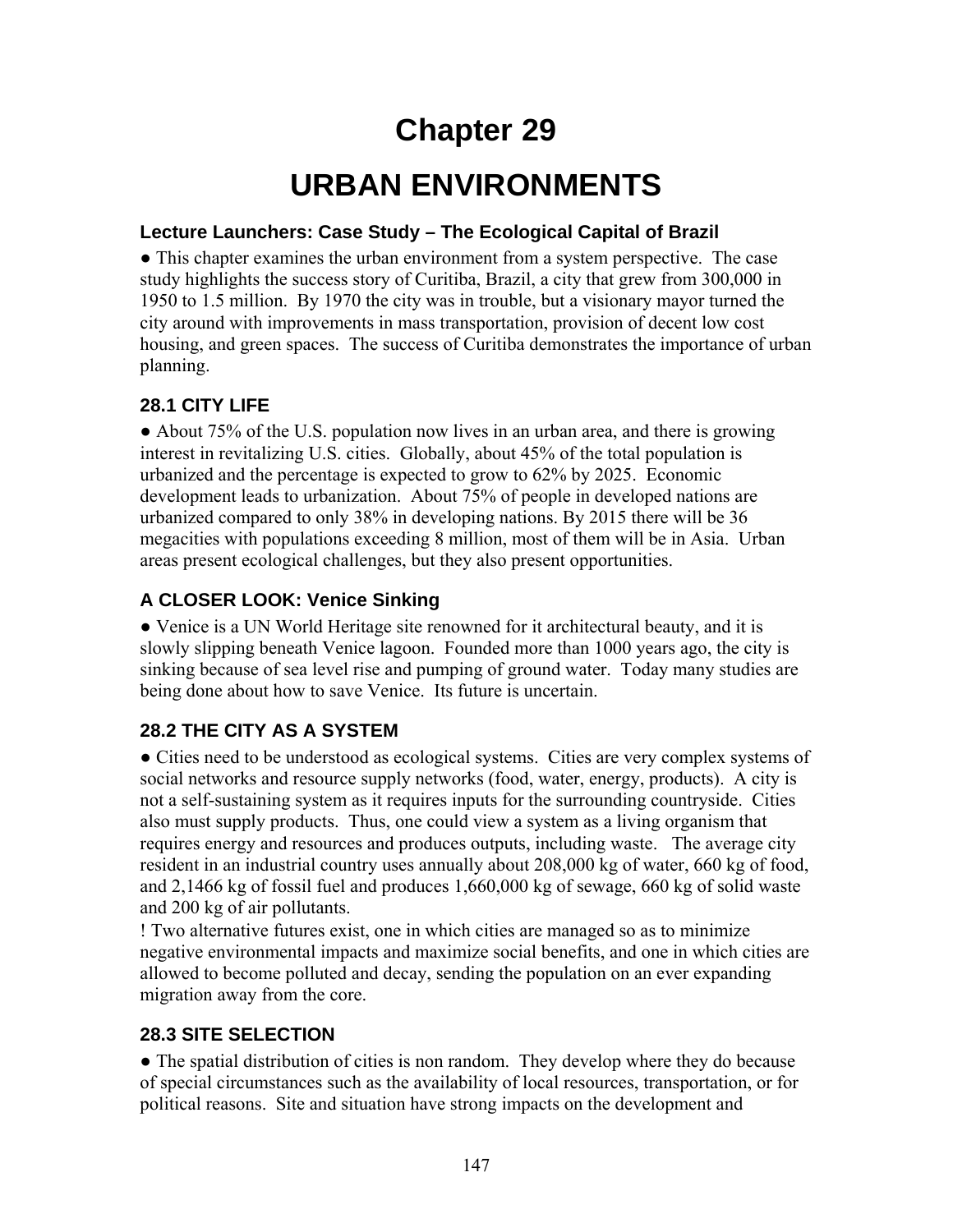# Chapter 29

# URBAN ENVIRONMENTS

### Lecture Launchers: Case Study – The Ecological Capital of Brazil

● This chapter examines the urban environment from a system perspective. The case study highlights the success story of Curitiba, Brazil, a city that grew from 300,000 in 1950 to 1.5 million. By 1970 the city was in trouble, but a visionary mayor turned the city around with improvements in mass transportation, provision of decent low cost housing, and green spaces. The success of Curitiba demonstrates the importance of urban planning.

### 28.1 CITY LIFE

● About 75% of the U.S. population now lives in an urban area, and there is growing interest in revitalizing U.S. cities. Globally, about 45% of the total population is urbanized and the percentage is expected to grow to 62% by 2025. Economic development leads to urbanization. About 75% of people in developed nations are urbanized compared to only 38% in developing nations. By 2015 there will be 36 megacities with populations exceeding 8 million, most of them will be in Asia. Urban areas present ecological challenges, but they also present opportunities.

### A CLOSER LOOK: Venice Sinking

● Venice is a UN World Heritage site renowned for it architectural beauty, and it is slowly slipping beneath Venice lagoon. Founded more than 1000 years ago, the city is sinking because of sea level rise and pumping of ground water. Today many studies are being done about how to save Venice. Its future is uncertain.

### 28.2 THE CITY AS A SYSTEM

● Cities need to be understood as ecological systems. Cities are very complex systems of social networks and resource supply networks (food, water, energy, products). A city is not a self-sustaining system as it requires inputs for the surrounding countryside. Cities also must supply products. Thus, one could view a system as a living organism that requires energy and resources and produces outputs, including waste. The average city resident in an industrial country uses annually about 208,000 kg of water, 660 kg of food, and 2,1466 kg of fossil fuel and produces 1,660,000 kg of sewage, 660 kg of solid waste and 200 kg of air pollutants.

! Two alternative futures exist, one in which cities are managed so as to minimize negative environmental impacts and maximize social benefits, and one in which cities are allowed to become polluted and decay, sending the population on an ever expanding migration away from the core.

### 28.3 SITE SELECTION

● The spatial distribution of cities is non random. They develop where they do because of special circumstances such as the availability of local resources, transportation, or for political reasons. Site and situation have strong impacts on the development and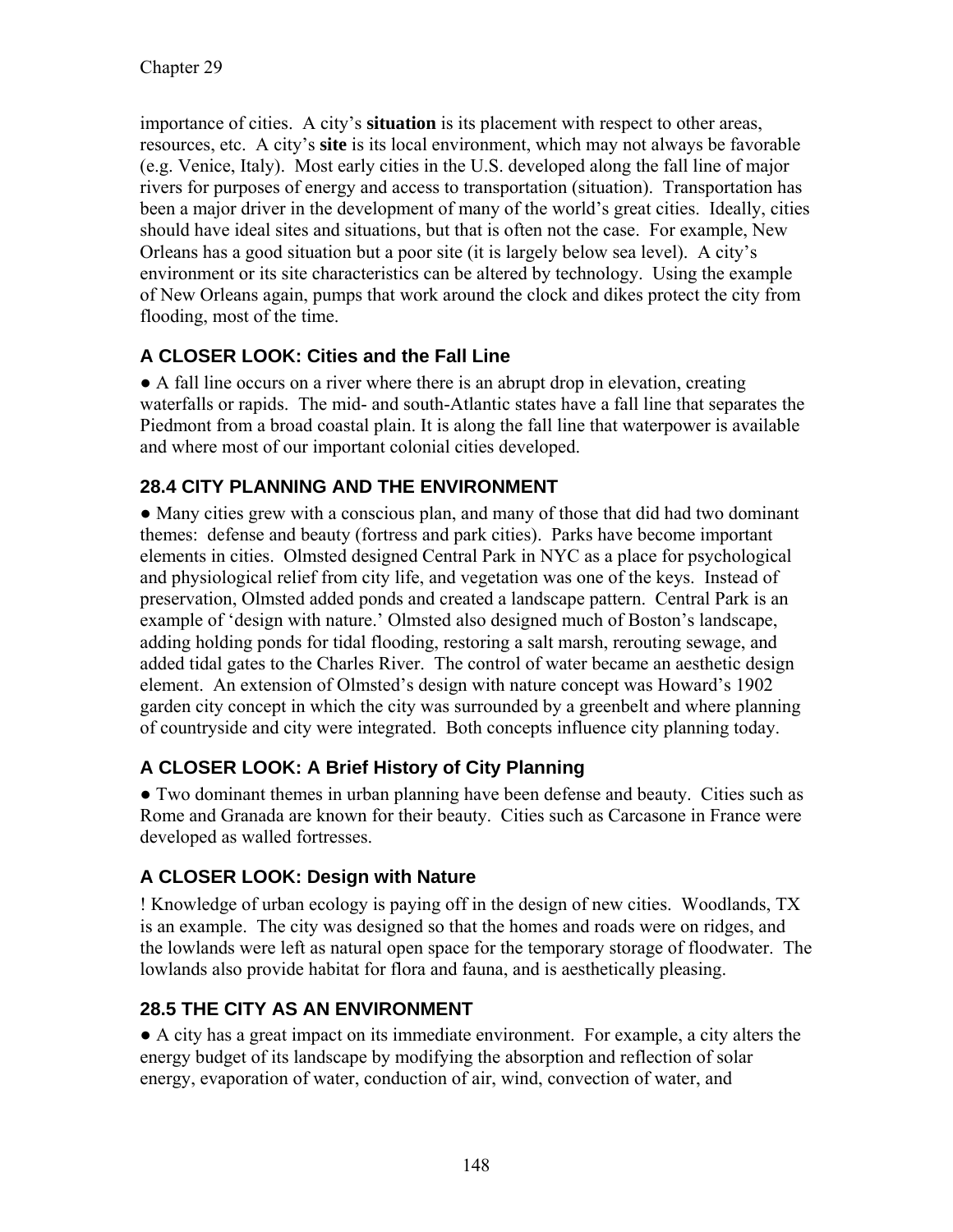importance of cities. A city's **situation** is its placement with respect to other areas, resources, etc. A city's **site** is its local environment, which may not always be favorable (e.g. Venice, Italy). Most early cities in the U.S. developed along the fall line of major rivers for purposes of energy and access to transportation (situation). Transportation has been a major driver in the development of many of the world's great cities. Ideally, cities should have ideal sites and situations, but that is often not the case. For example, New Orleans has a good situation but a poor site (it is largely below sea level). A city's environment or its site characteristics can be altered by technology. Using the example of New Orleans again, pumps that work around the clock and dikes protect the city from flooding, most of the time.

### A CLOSER LOOK: Cities and the Fall Line

● A fall line occurs on a river where there is an abrupt drop in elevation, creating waterfalls or rapids. The mid- and south-Atlantic states have a fall line that separates the Piedmont from a broad coastal plain. It is along the fall line that waterpower is available and where most of our important colonial cities developed.

### 28.4 CITY PLANNING AND THE ENVIRONMENT

● Many cities grew with a conscious plan, and many of those that did had two dominant themes: defense and beauty (fortress and park cities). Parks have become important elements in cities. Olmsted designed Central Park in NYC as a place for psychological and physiological relief from city life, and vegetation was one of the keys. Instead of preservation, Olmsted added ponds and created a landscape pattern. Central Park is an example of 'design with nature.' Olmsted also designed much of Boston's landscape, adding holding ponds for tidal flooding, restoring a salt marsh, rerouting sewage, and added tidal gates to the Charles River. The control of water became an aesthetic design element. An extension of Olmsted's design with nature concept was Howard's 1902 garden city concept in which the city was surrounded by a greenbelt and where planning of countryside and city were integrated. Both concepts influence city planning today.

### A CLOSER LOOK: A Brief History of City Planning

● Two dominant themes in urban planning have been defense and beauty. Cities such as Rome and Granada are known for their beauty. Cities such as Carcasone in France were developed as walled fortresses.

### A CLOSER LOOK: Design with Nature

! Knowledge of urban ecology is paying off in the design of new cities. Woodlands, TX is an example. The city was designed so that the homes and roads were on ridges, and the lowlands were left as natural open space for the temporary storage of floodwater. The lowlands also provide habitat for flora and fauna, and is aesthetically pleasing.

### 28.5 THE CITY AS AN ENVIRONMENT

● A city has a great impact on its immediate environment. For example, a city alters the energy budget of its landscape by modifying the absorption and reflection of solar energy, evaporation of water, conduction of air, wind, convection of water, and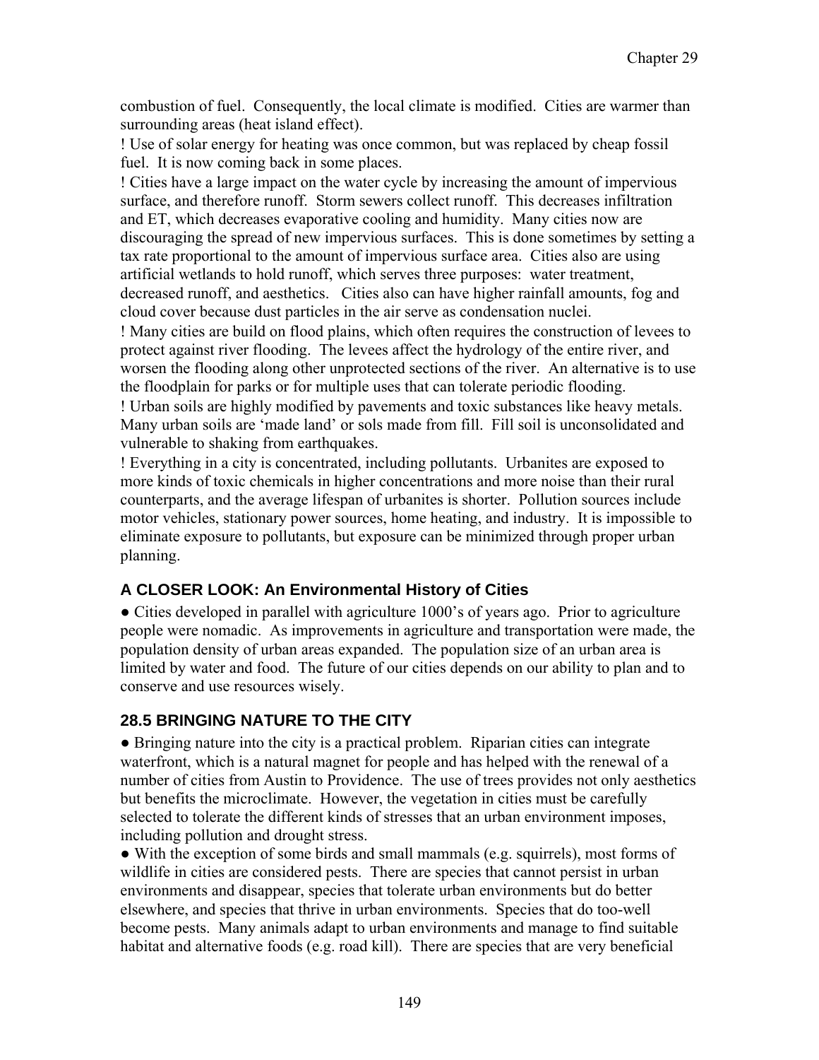combustion of fuel. Consequently, the local climate is modified. Cities are warmer than surrounding areas (heat island effect).

! Use of solar energy for heating was once common, but was replaced by cheap fossil fuel. It is now coming back in some places.

! Cities have a large impact on the water cycle by increasing the amount of impervious surface, and therefore runoff. Storm sewers collect runoff. This decreases infiltration and ET, which decreases evaporative cooling and humidity. Many cities now are discouraging the spread of new impervious surfaces. This is done sometimes by setting a tax rate proportional to the amount of impervious surface area. Cities also are using artificial wetlands to hold runoff, which serves three purposes: water treatment, decreased runoff, and aesthetics. Cities also can have higher rainfall amounts, fog and cloud cover because dust particles in the air serve as condensation nuclei.

! Many cities are build on flood plains, which often requires the construction of levees to protect against river flooding. The levees affect the hydrology of the entire river, and worsen the flooding along other unprotected sections of the river. An alternative is to use the floodplain for parks or for multiple uses that can tolerate periodic flooding.

! Urban soils are highly modified by pavements and toxic substances like heavy metals. Many urban soils are 'made land' or sols made from fill. Fill soil is unconsolidated and vulnerable to shaking from earthquakes.

! Everything in a city is concentrated, including pollutants. Urbanites are exposed to more kinds of toxic chemicals in higher concentrations and more noise than their rural counterparts, and the average lifespan of urbanites is shorter. Pollution sources include motor vehicles, stationary power sources, home heating, and industry. It is impossible to eliminate exposure to pollutants, but exposure can be minimized through proper urban planning.

## A CLOSER LOOK: An Environmental History of Cities

● Cities developed in parallel with agriculture 1000's of years ago. Prior to agriculture people were nomadic. As improvements in agriculture and transportation were made, the population density of urban areas expanded. The population size of an urban area is limited by water and food. The future of our cities depends on our ability to plan and to conserve and use resources wisely.

## 28.5 BRINGING NATURE TO THE CITY

● Bringing nature into the city is a practical problem. Riparian cities can integrate waterfront, which is a natural magnet for people and has helped with the renewal of a number of cities from Austin to Providence. The use of trees provides not only aesthetics but benefits the microclimate. However, the vegetation in cities must be carefully selected to tolerate the different kinds of stresses that an urban environment imposes, including pollution and drought stress.

● With the exception of some birds and small mammals (e.g. squirrels), most forms of wildlife in cities are considered pests. There are species that cannot persist in urban environments and disappear, species that tolerate urban environments but do better elsewhere, and species that thrive in urban environments. Species that do too-well become pests. Many animals adapt to urban environments and manage to find suitable habitat and alternative foods (e.g. road kill). There are species that are very beneficial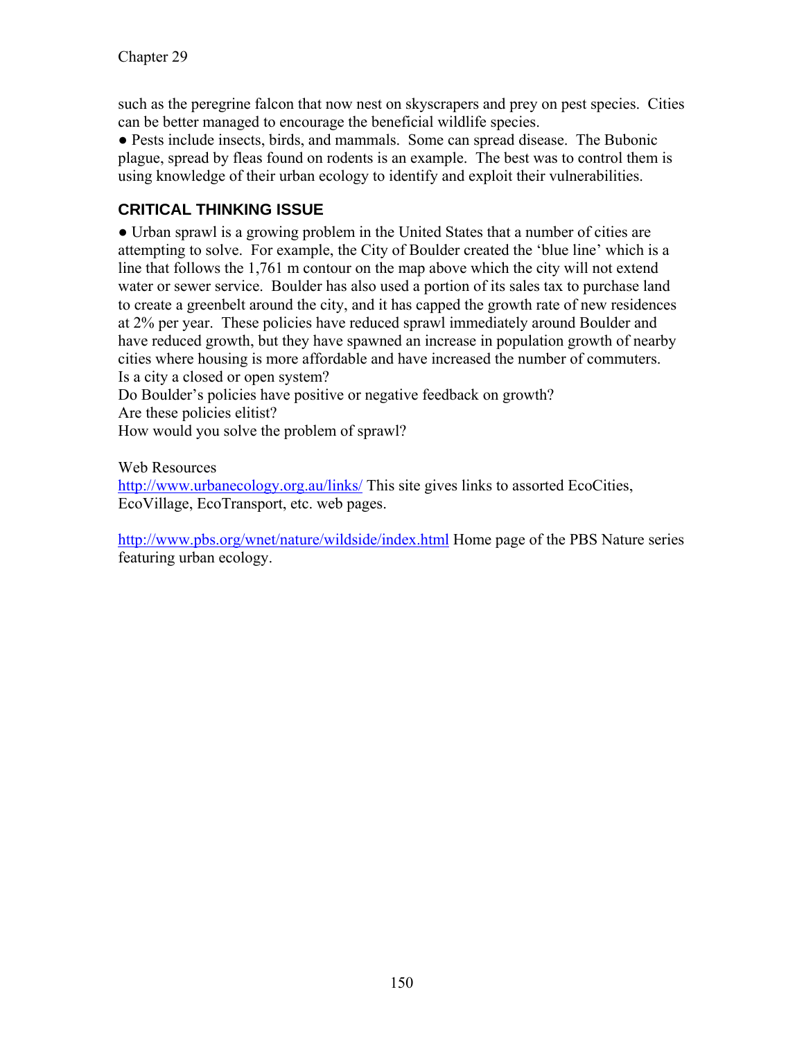such as the peregrine falcon that now nest on skyscrapers and prey on pest species. Cities can be better managed to encourage the beneficial wildlife species.

● Pests include insects, birds, and mammals. Some can spread disease. The Bubonic plague, spread by fleas found on rodents is an example. The best was to control them is using knowledge of their urban ecology to identify and exploit their vulnerabilities.

## CRITICAL THINKING ISSUE

● Urban sprawl is a growing problem in the United States that a number of cities are attempting to solve. For example, the City of Boulder created the 'blue line' which is a line that follows the 1,761 m contour on the map above which the city will not extend water or sewer service. Boulder has also used a portion of its sales tax to purchase land to create a greenbelt around the city, and it has capped the growth rate of new residences at 2% per year. These policies have reduced sprawl immediately around Boulder and have reduced growth, but they have spawned an increase in population growth of nearby cities where housing is more affordable and have increased the number of commuters.

Is a city a closed or open system?

Do Boulder's policies have positive or negative feedback on growth?

Are these policies elitist?

How would you solve the problem of sprawl?

Web Resources

http://www.urbanecology.org.au/links/ This site gives links to assorted EcoCities, EcoVillage, EcoTransport, etc. web pages.

http://www.pbs.org/wnet/nature/wildside/index.html Home page of the PBS Nature series featuring urban ecology.